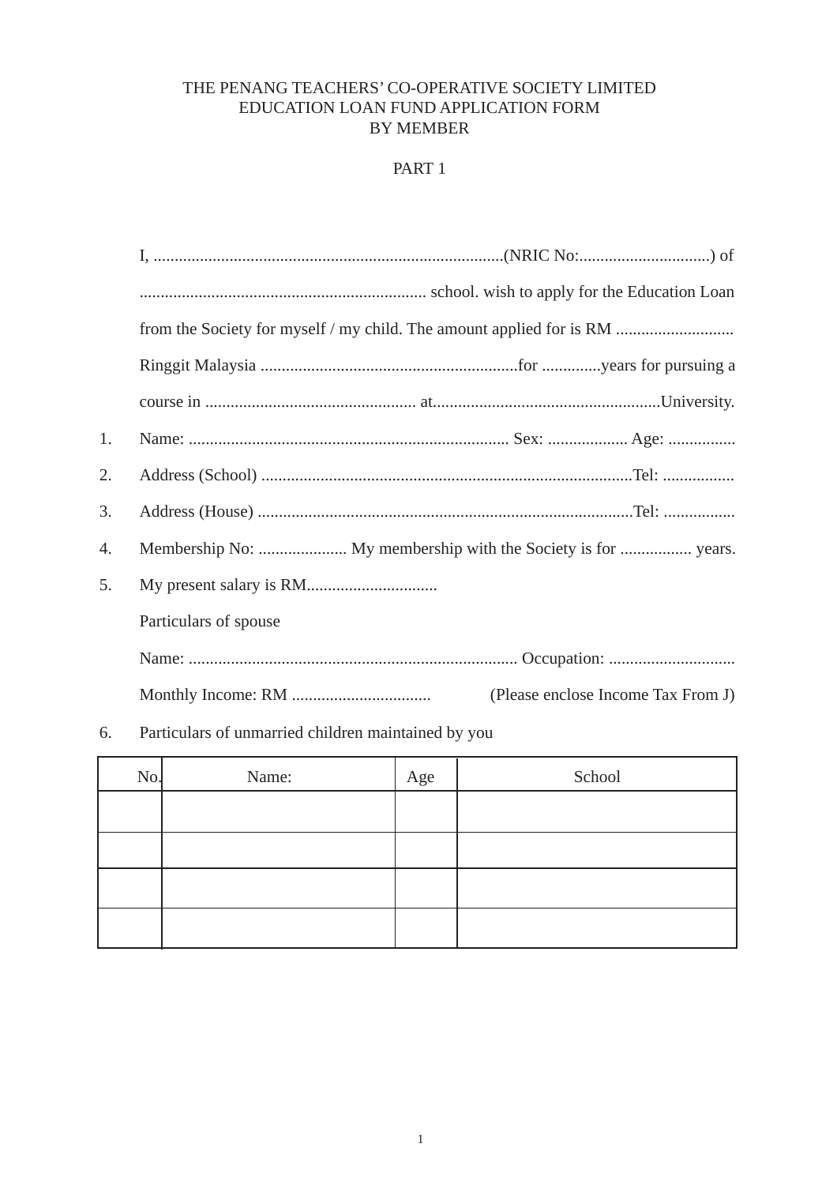# THE PENANG TEACHERS' CO-OPERATIVE SOCIETY LIMITED
# EDUCATION LOAN FUND APPLICATION FORM
# BY MEMBER

## PART 1

I, ...................................................................................(NRIC No:...............................) of .................................................................... school. wish to apply for the Education Loan from the Society for myself / my child. The amount applied for is RM ............................ Ringgit Malaysia .............................................................for ..............years for pursuing a course in .................................................. at.....................................................University.

1. Name: ............................................................................ Sex: ................... Age: ................
2. Address (School) .........................................................................................Tel: .................
3. Address (House) ..........................................................................................Tel: .................
4. Membership No: ..................... My membership with the Society is for ................. years.
5. My present salary is RM...............................

   Particulars of spouse

   Name: .............................................................................. Occupation: .............................

   Monthly Income: RM ................................. (Please enclose Income Tax From J)

6. Particulars of unmarried children maintained by you

| No. | Name: | Age | School |
|---|---|---|---|
| | | | |
| | | | |
| | | | |
| | | | |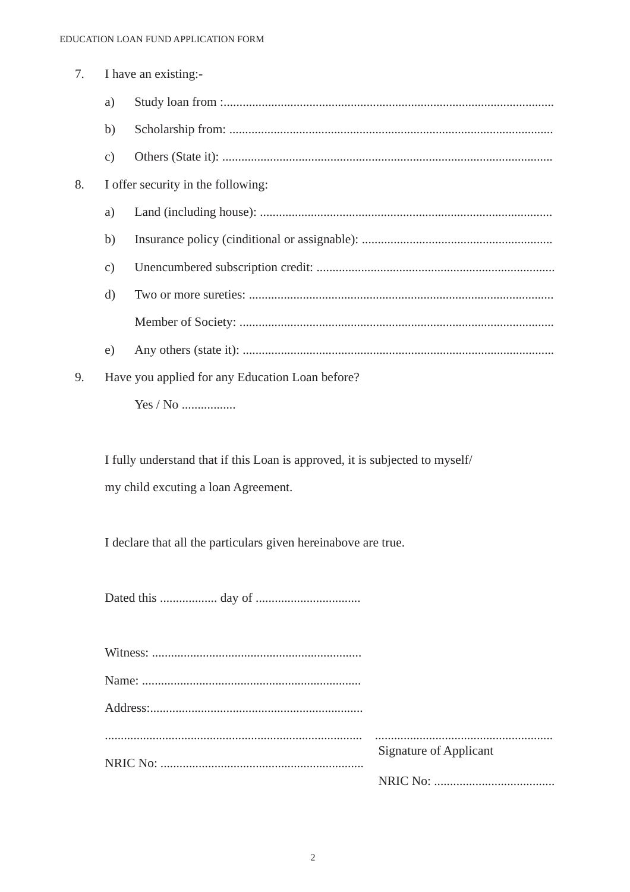7. I have an existing:-

   a) Study loan from :........................................................................................................

   b) Scholarship from: ......................................................................................................

   c) Others (State it): ........................................................................................................

8. I offer security in the following:

   a) Land (including house): ............................................................................................

   b) Insurance policy (cinditional or assignable): ............................................................

   c) Unencumbered subscription credit: ...........................................................................

   d) Two or more sureties: ................................................................................................

      Member of Society: ...................................................................................................

   e) Any others (state it): ..................................................................................................

9. Have you applied for any Education Loan before?

   Yes / No .................

I fully understand that if this Loan is approved, it is subjected to myself/ my child excuting a loan Agreement.

I declare that all the particulars given hereinabove are true.

Dated this .................. day of .................................

Witness: ..................................................................

Name: .....................................................................

Address:...................................................................

.................................................................................

NRIC No: ................................................................

........................................................

Signature of Applicant

NRIC No: ......................................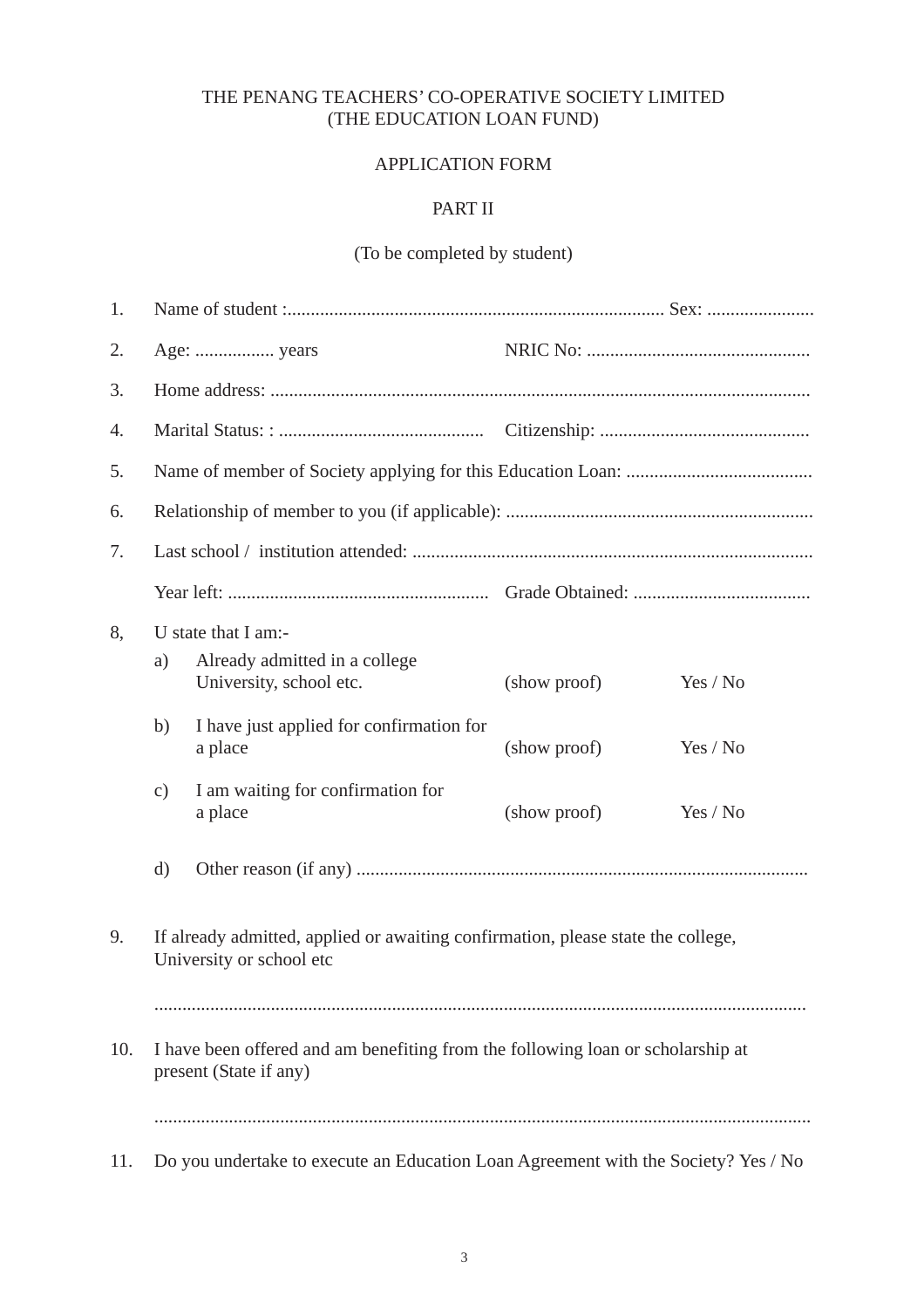THE PENANG TEACHERS' CO-OPERATIVE SOCIETY LIMITED
(THE EDUCATION LOAN FUND)

APPLICATION FORM

PART II

(To be completed by student)

1. Name of student :................................................................................. Sex: .......................

2. Age: ................. years NRIC No: ................................................

3. Home address: ..................................................................................................................

4. Marital Status: : ............................................ Citizenship: .............................................

5. Name of member of Society applying for this Education Loan: ........................................

6. Relationship of member to you (if applicable): .................................................................

7. Last school / institution attended: .....................................................................................

   Year left: ........................................................ Grade Obtained: ......................................

8, U state that I am:-

   a) Already admitted in a college University, school etc. (show proof) Yes / No

   b) I have just applied for confirmation for a place (show proof) Yes / No

   c) I am waiting for confirmation for a place (show proof) Yes / No

   d) Other reason (if any) ................................................................................................

9. If already admitted, applied or awaiting confirmation, please state the college, University or school etc

   ..........................................................................................................................................

10. I have been offered and am benefiting from the following loan or scholarship at present (State if any)

    ...........................................................................................................................................

11. Do you undertake to execute an Education Loan Agreement with the Society? Yes / No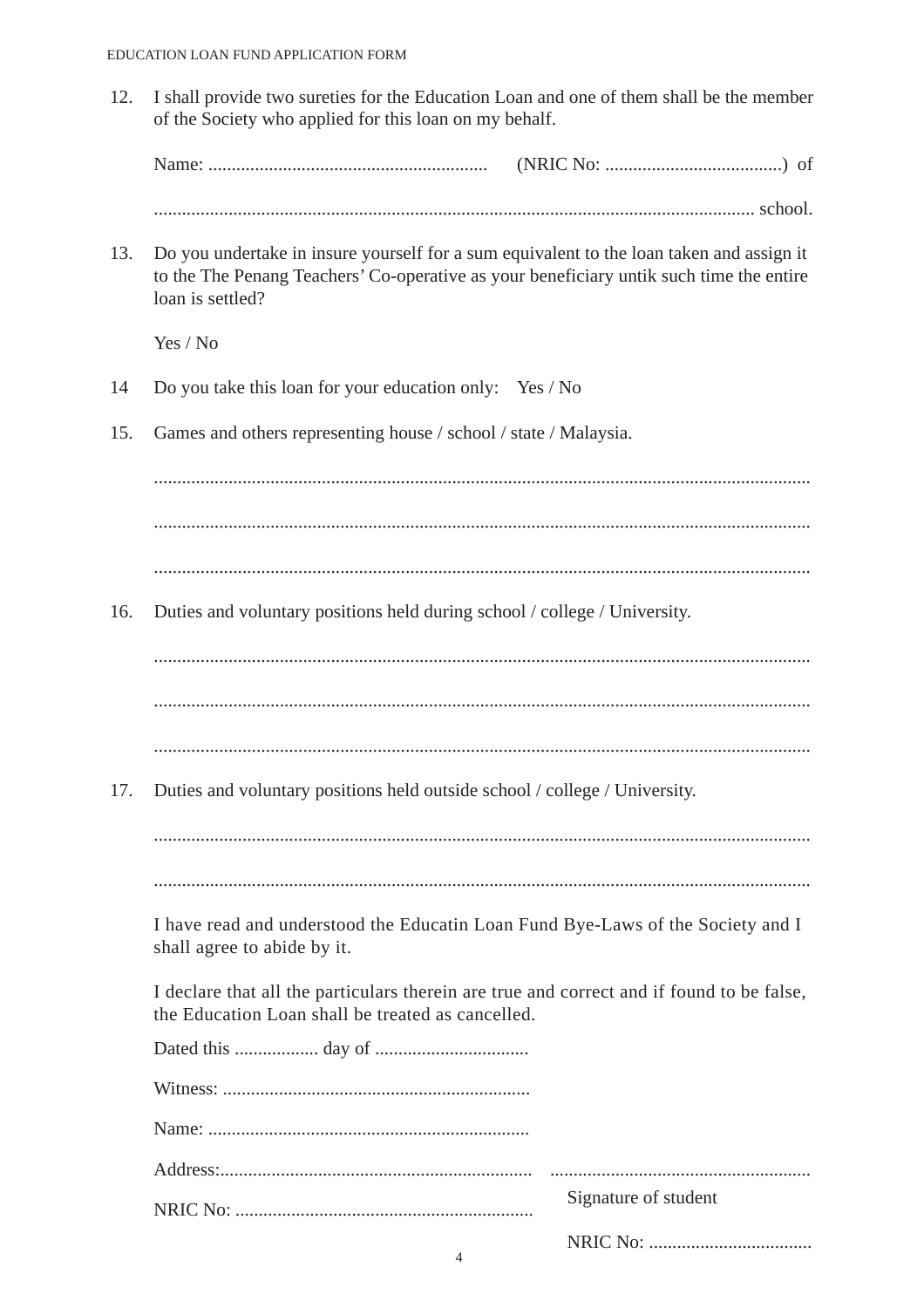12. I shall provide two sureties for the Education Loan and one of them shall be the member of the Society who applied for this loan on my behalf.

    Name: ........................................................... (NRIC No: ......................................) of

    ............................................................................................................................... school.

13. Do you undertake in insure yourself for a sum equivalent to the loan taken and assign it to the The Penang Teachers' Co-operative as your beneficiary untik such time the entire loan is settled?

    Yes / No

14 Do you take this loan for your education only: Yes / No

15. Games and others representing house / school / state / Malaysia.

    ...........................................................................................................................................

    ...........................................................................................................................................

    ...........................................................................................................................................

16. Duties and voluntary positions held during school / college / University.

    ...........................................................................................................................................

    ...........................................................................................................................................

    ...........................................................................................................................................

17. Duties and voluntary positions held outside school / college / University.

    ...........................................................................................................................................

    ...........................................................................................................................................

I have read and understood the Educatin Loan Fund Bye-Laws of the Society and I shall agree to abide by it.

I declare that all the particulars therein are true and correct and if found to be false, the Education Loan shall be treated as cancelled.

Dated this .................. day of .................................

Witness: .................................................................

Name: ....................................................................

Address:.................................................................

NRIC No: ...............................................................

.......................................................

Signature of student

NRIC No: ...................................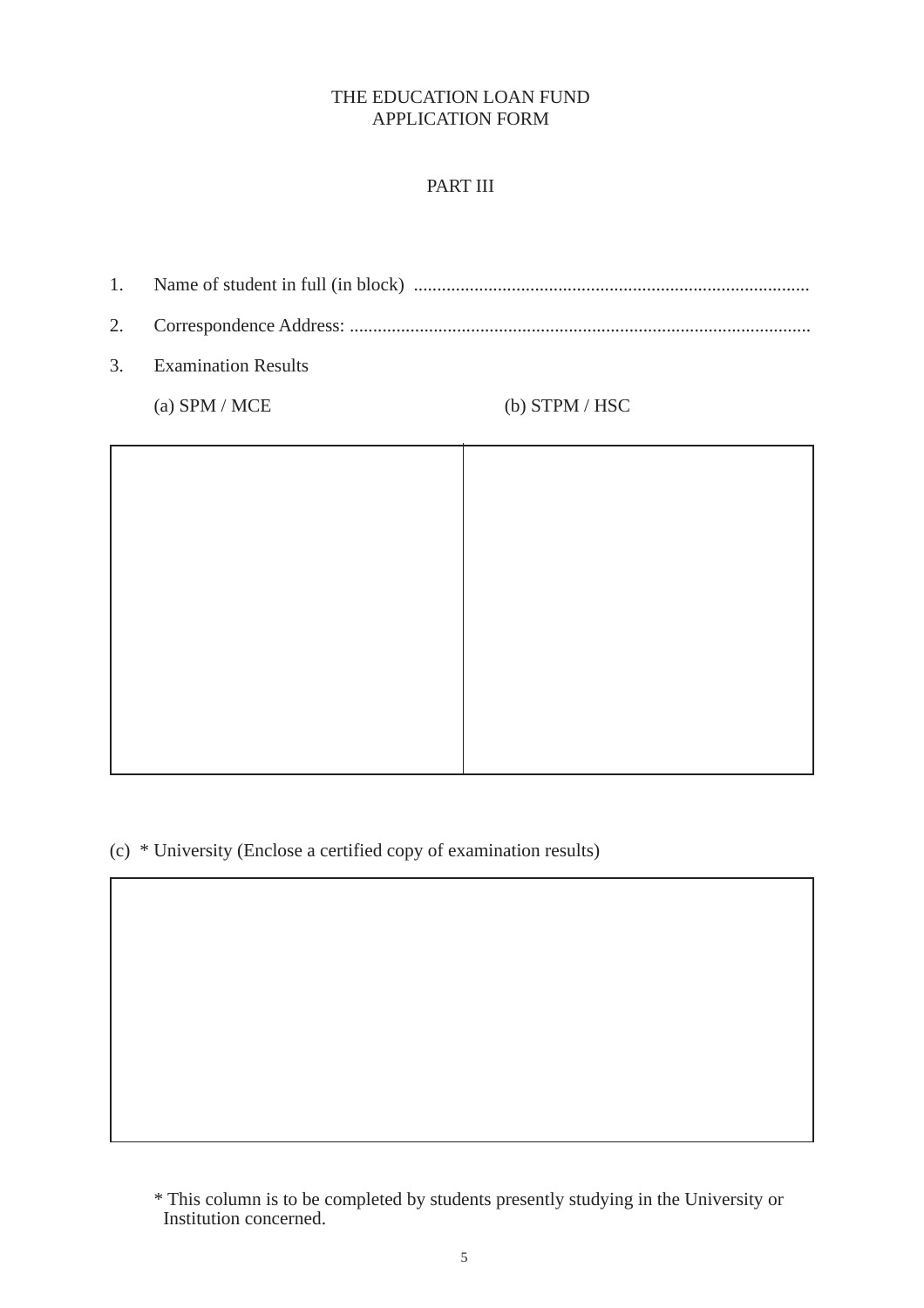THE EDUCATION LOAN FUND
APPLICATION FORM

PART III

1. Name of student in full (in block) .....................................................................................

2. Correspondence Address: ...................................................................................................

3. Examination Results

(a) SPM / MCE

(b) STPM / HSC

| | |
|---|---|
| | |

(c) * University (Enclose a certified copy of examination results)

| |
|---|
| |

\* This column is to be completed by students presently studying in the University or Institution concerned.